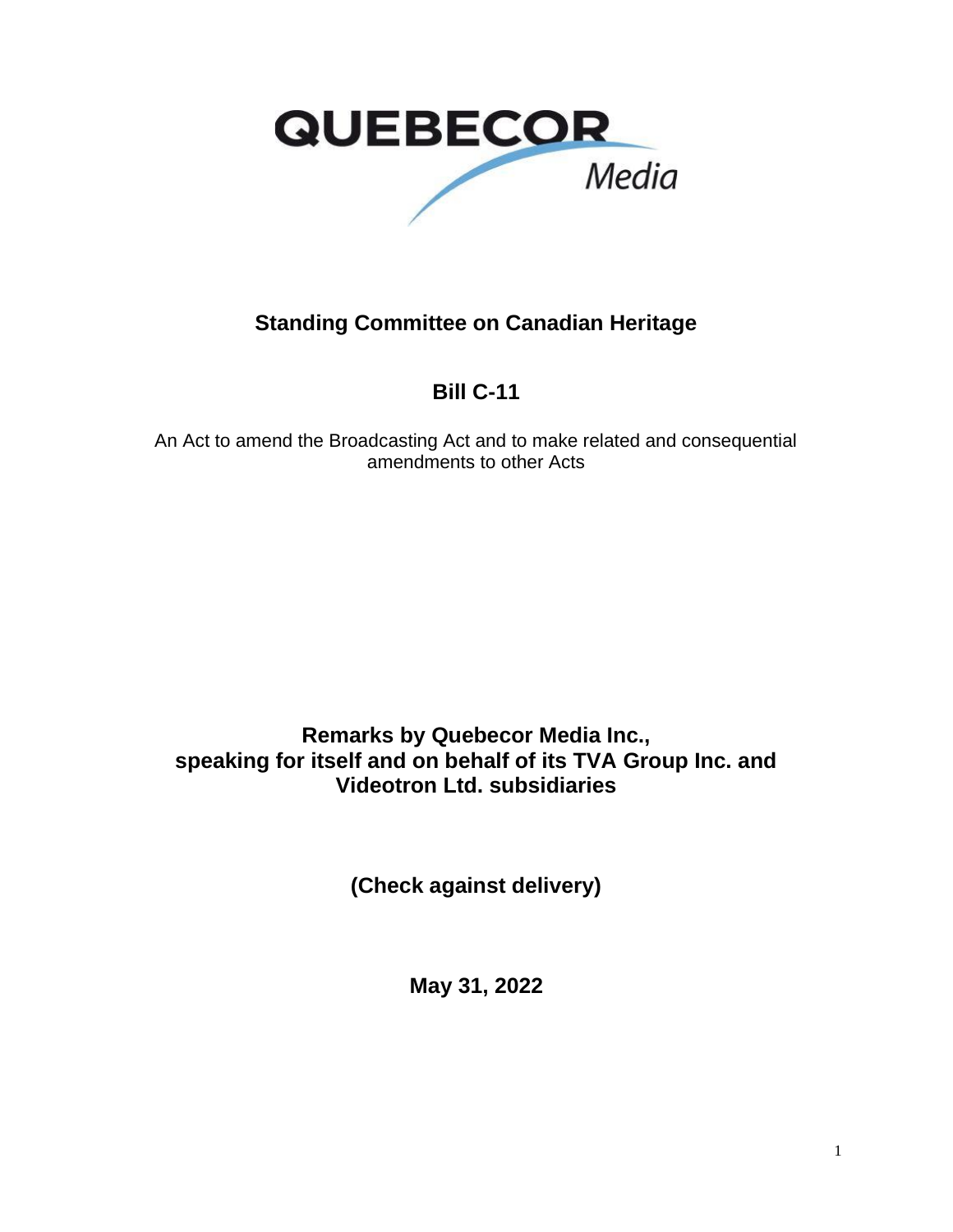QUEBECOR
Media

# Standing Committee on Canadian Heritage

## Bill C-11

An Act to amend the Broadcasting Act and to make related and consequential amendments to other Acts

**Remarks by Quebecor Media Inc., speaking for itself and on behalf of its TVA Group Inc. and Videotron Ltd. subsidiaries**

**(Check against delivery)**

**May 31, 2022**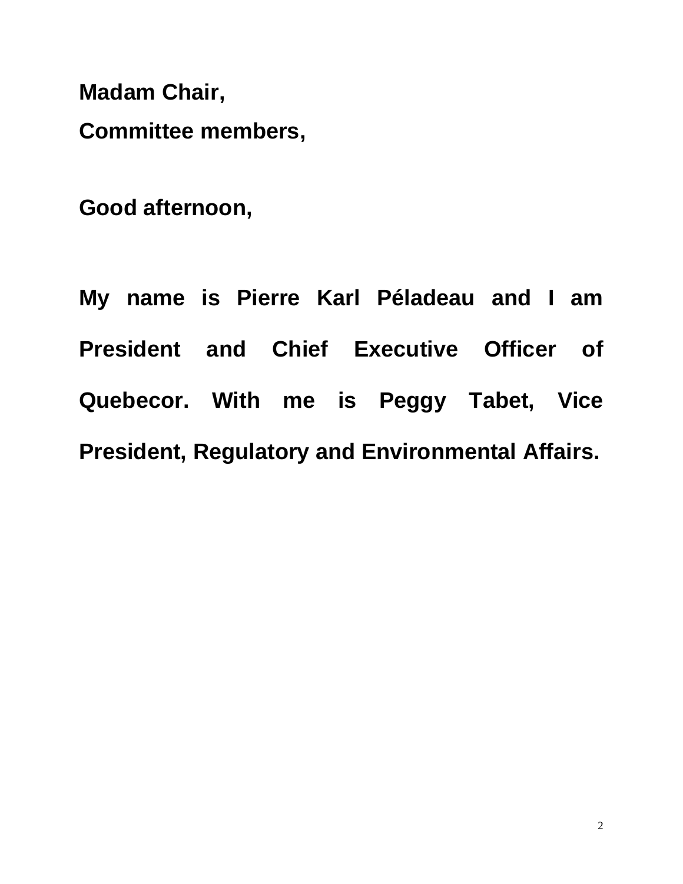**Madam Chair,**
**Committee members,**

**Good afternoon,**

**My name is Pierre Karl Péladeau and I am President and Chief Executive Officer of Quebecor. With me is Peggy Tabet, Vice President, Regulatory and Environmental Affairs.**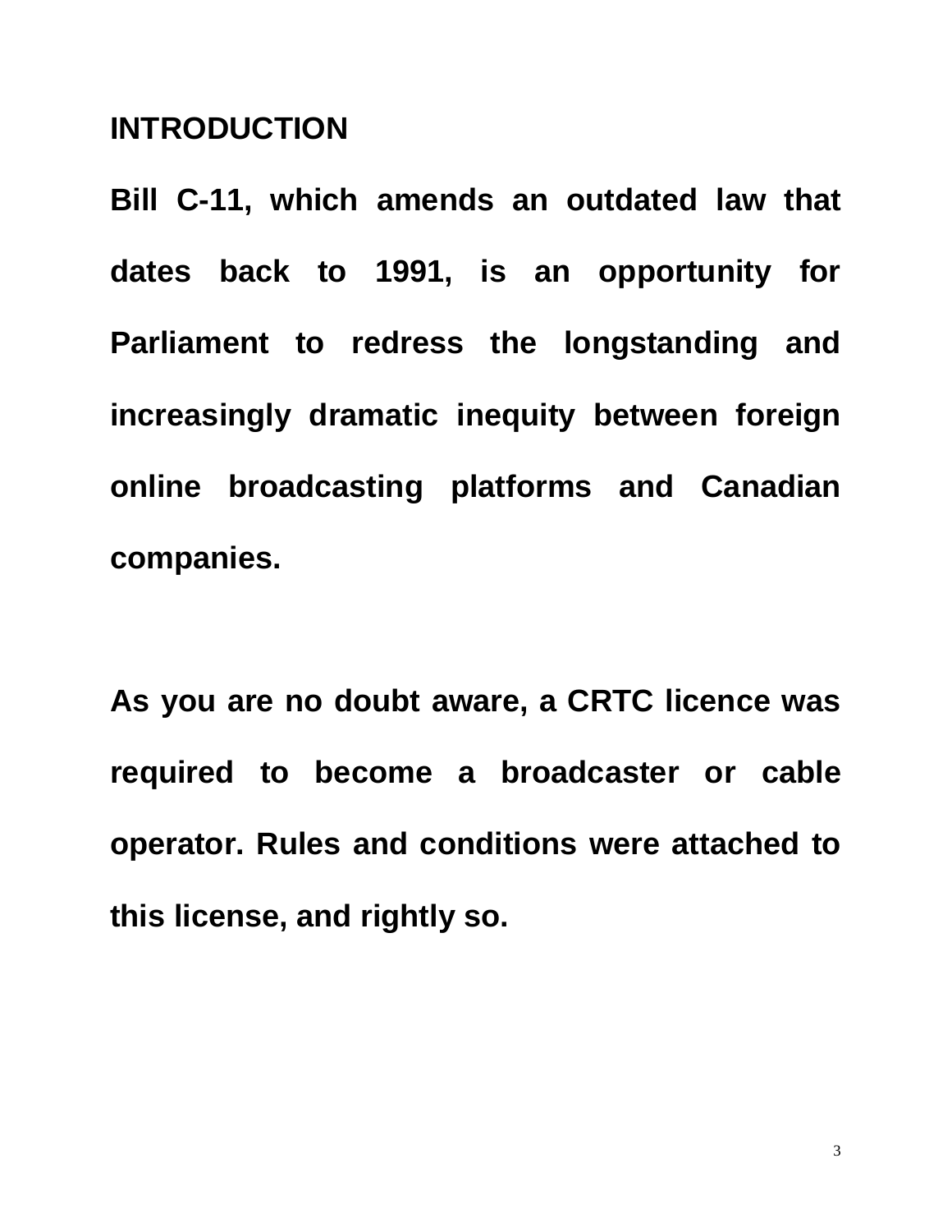## INTRODUCTION

**Bill C-11, which amends an outdated law that dates back to 1991, is an opportunity for Parliament to redress the longstanding and increasingly dramatic inequity between foreign online broadcasting platforms and Canadian companies.**

**As you are no doubt aware, a CRTC licence was required to become a broadcaster or cable operator. Rules and conditions were attached to this license, and rightly so.**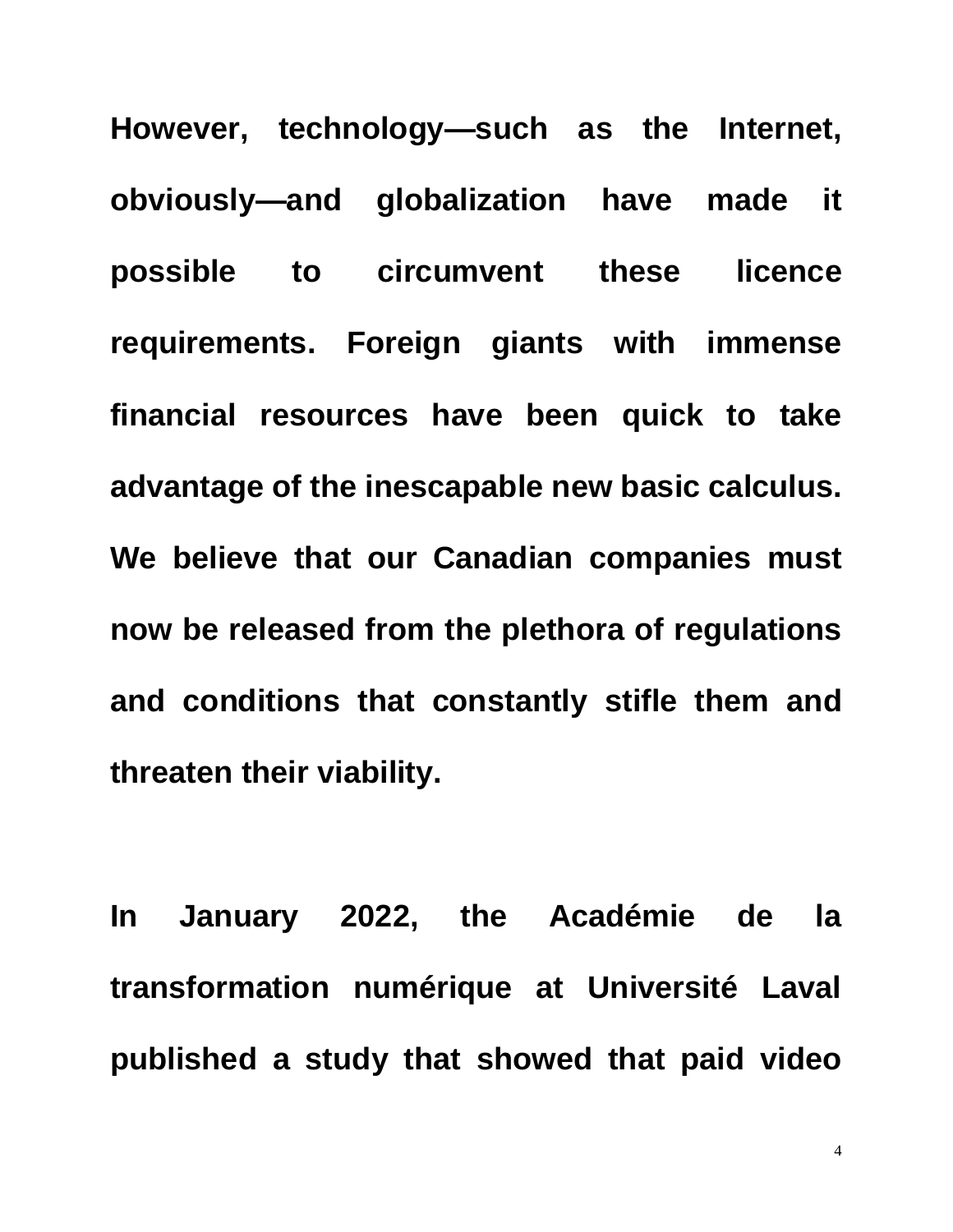**However, technology—such as the Internet, obviously—and globalization have made it possible to circumvent these licence requirements. Foreign giants with immense financial resources have been quick to take advantage of the inescapable new basic calculus. We believe that our Canadian companies must now be released from the plethora of regulations and conditions that constantly stifle them and threaten their viability.**

**In January 2022, the Académie de la transformation numérique at Université Laval published a study that showed that paid video**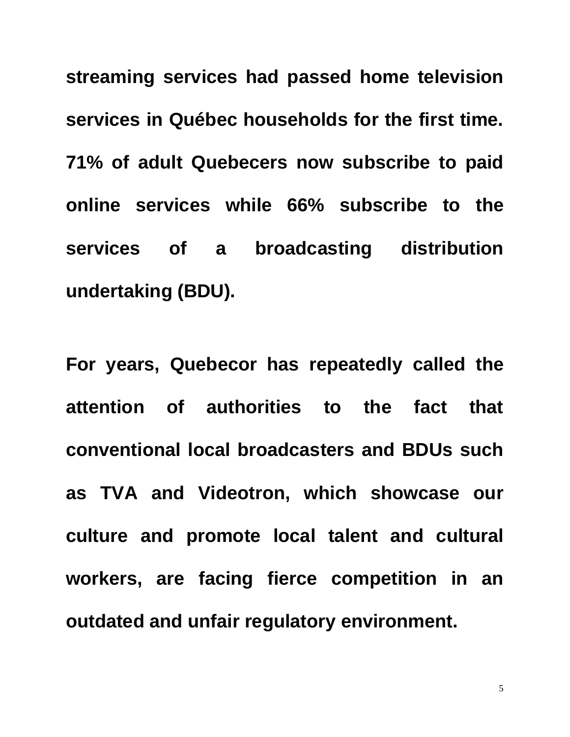**streaming services had passed home television services in Québec households for the first time. 71% of adult Quebecers now subscribe to paid online services while 66% subscribe to the services of a broadcasting distribution undertaking (BDU).**

**For years, Quebecor has repeatedly called the attention of authorities to the fact that conventional local broadcasters and BDUs such as TVA and Videotron, which showcase our culture and promote local talent and cultural workers, are facing fierce competition in an outdated and unfair regulatory environment.**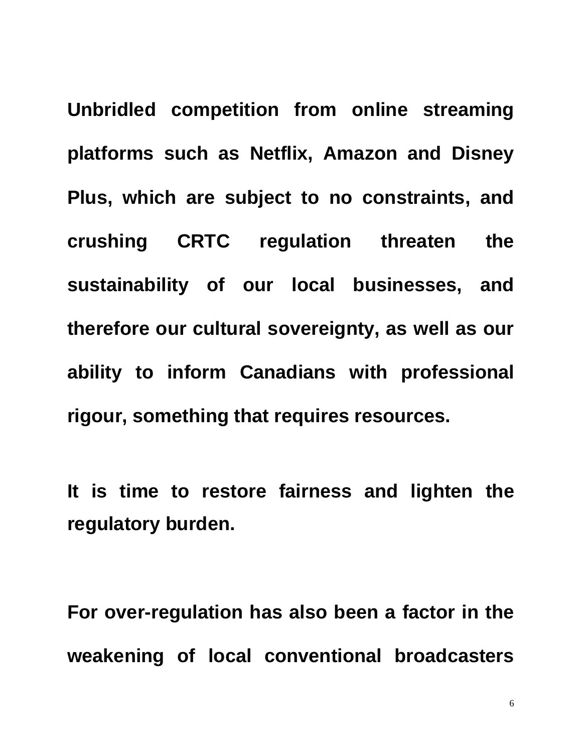**Unbridled competition from online streaming platforms such as Netflix, Amazon and Disney Plus, which are subject to no constraints, and crushing CRTC regulation threaten the sustainability of our local businesses, and therefore our cultural sovereignty, as well as our ability to inform Canadians with professional rigour, something that requires resources.**

**It is time to restore fairness and lighten the regulatory burden.**

**For over-regulation has also been a factor in the weakening of local conventional broadcasters**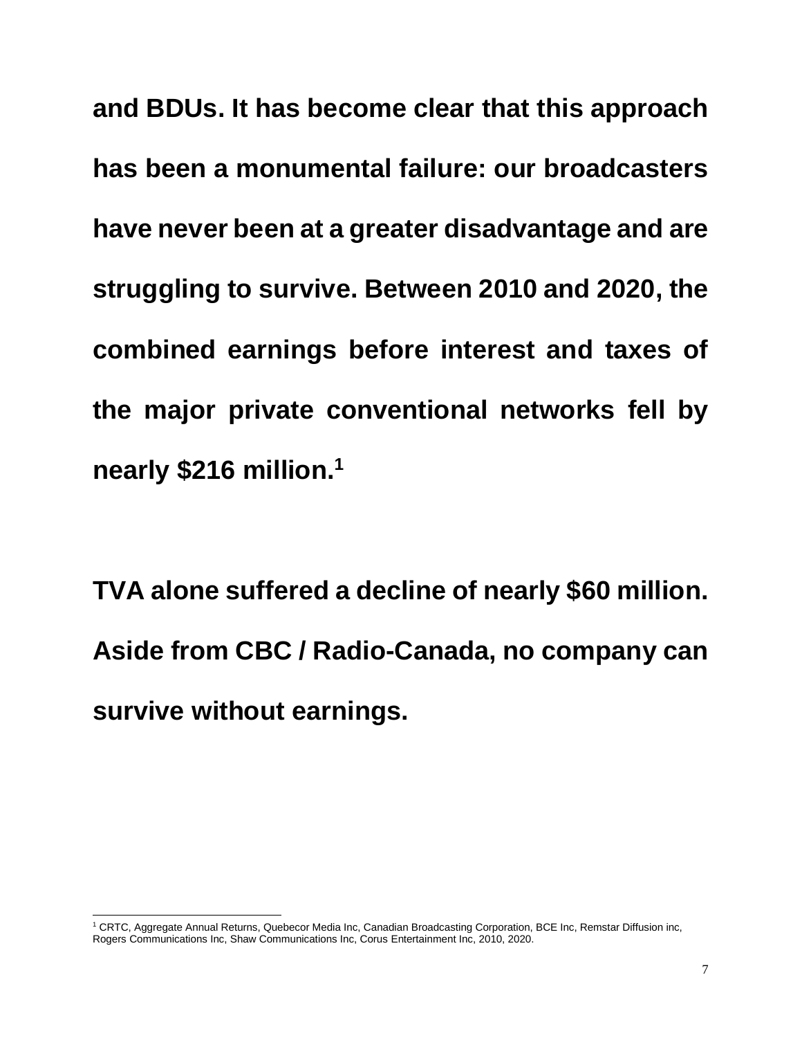**and BDUs. It has become clear that this approach has been a monumental failure: our broadcasters have never been at a greater disadvantage and are struggling to survive. Between 2010 and 2020, the combined earnings before interest and taxes of the major private conventional networks fell by nearly $216 million.[1]**

**TVA alone suffered a decline of nearly $60 million. Aside from CBC / Radio-Canada, no company can survive without earnings.**

[1] CRTC, Aggregate Annual Returns, Quebecor Media Inc, Canadian Broadcasting Corporation, BCE Inc, Remstar Diffusion inc, Rogers Communications Inc, Shaw Communications Inc, Corus Entertainment Inc, 2010, 2020.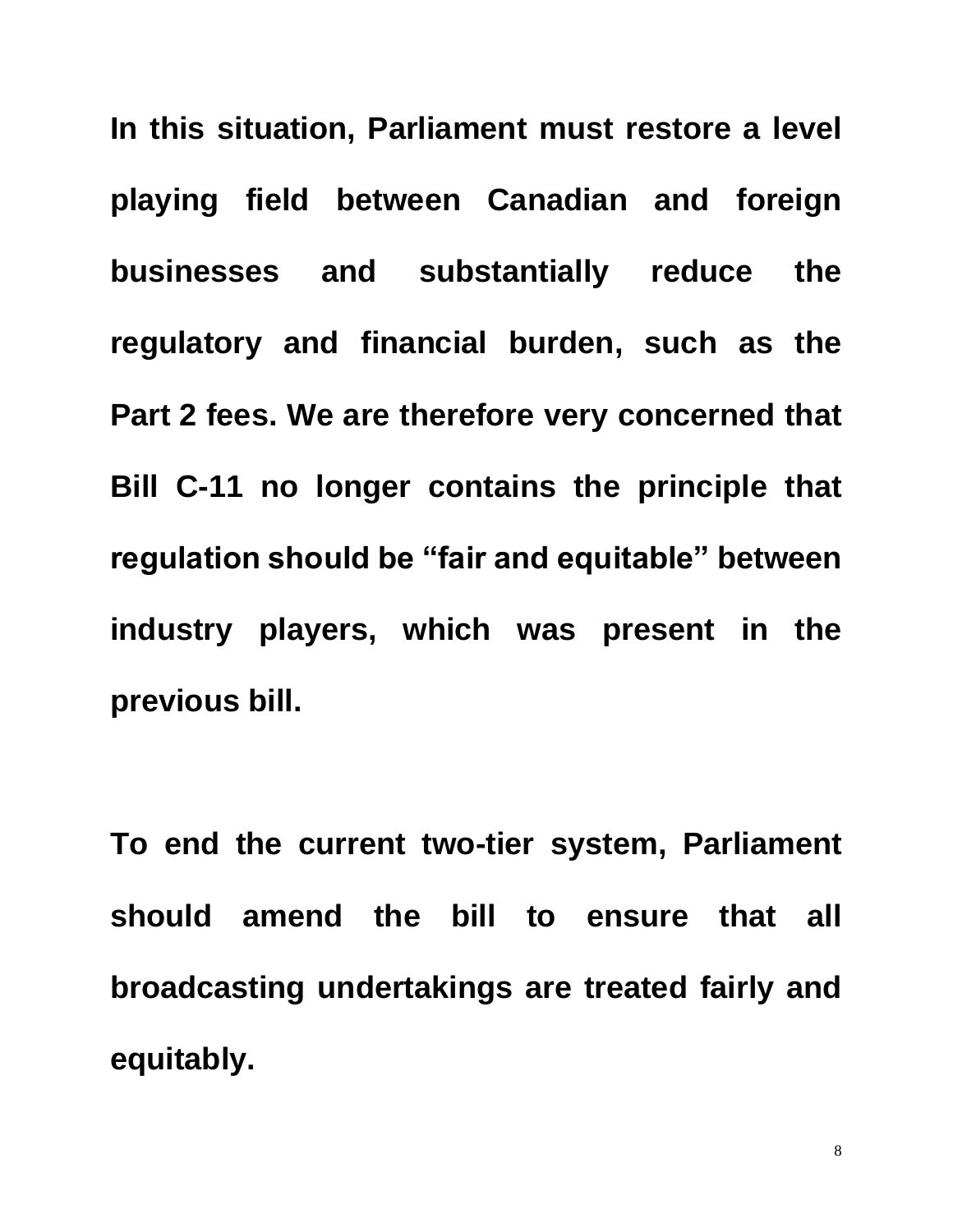**In this situation, Parliament must restore a level playing field between Canadian and foreign businesses and substantially reduce the regulatory and financial burden, such as the Part 2 fees. We are therefore very concerned that Bill C-11 no longer contains the principle that regulation should be "fair and equitable" between industry players, which was present in the previous bill.**

**To end the current two-tier system, Parliament should amend the bill to ensure that all broadcasting undertakings are treated fairly and equitably.**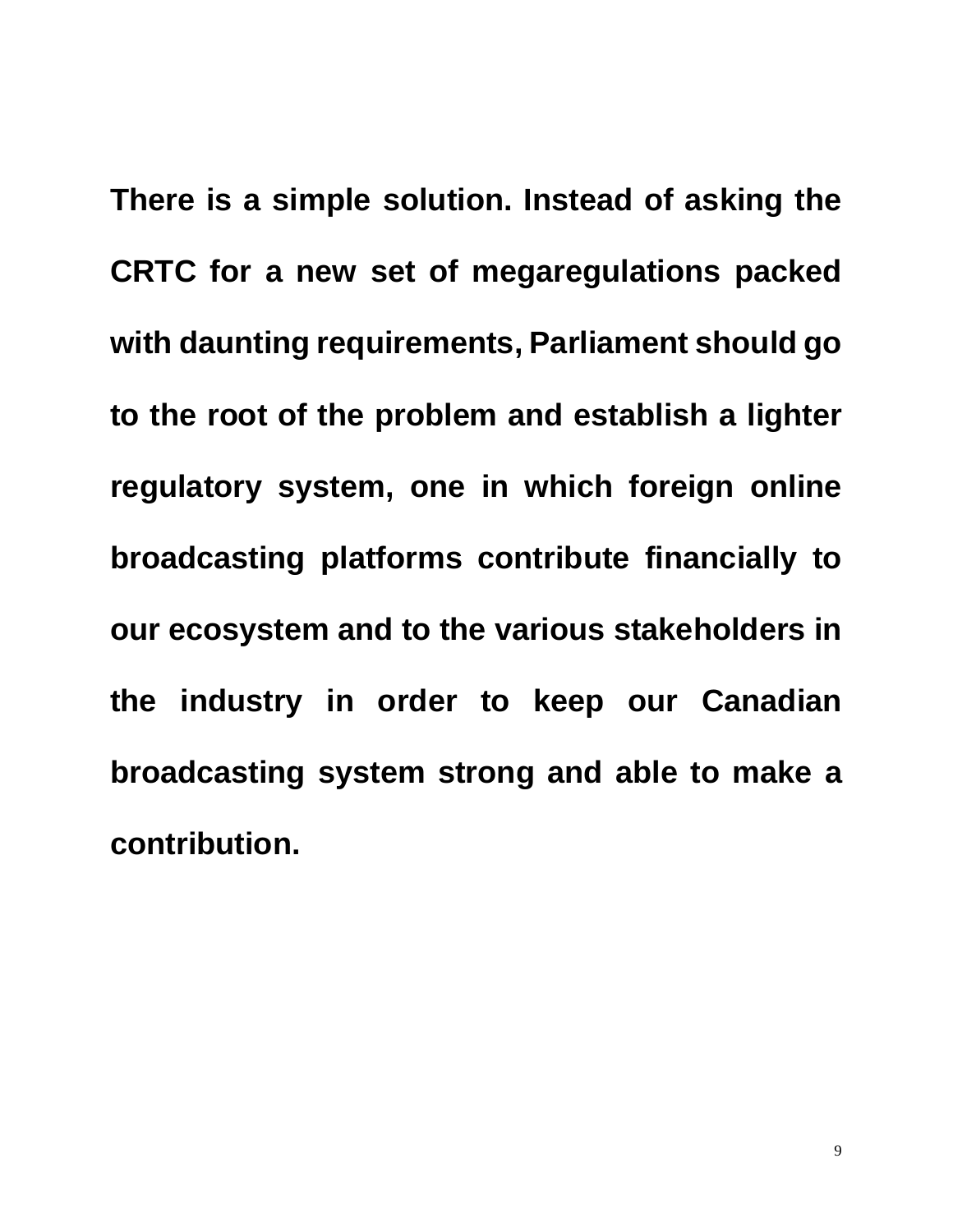**There is a simple solution. Instead of asking the CRTC for a new set of megaregulations packed with daunting requirements, Parliament should go to the root of the problem and establish a lighter regulatory system, one in which foreign online broadcasting platforms contribute financially to our ecosystem and to the various stakeholders in the industry in order to keep our Canadian broadcasting system strong and able to make a contribution.**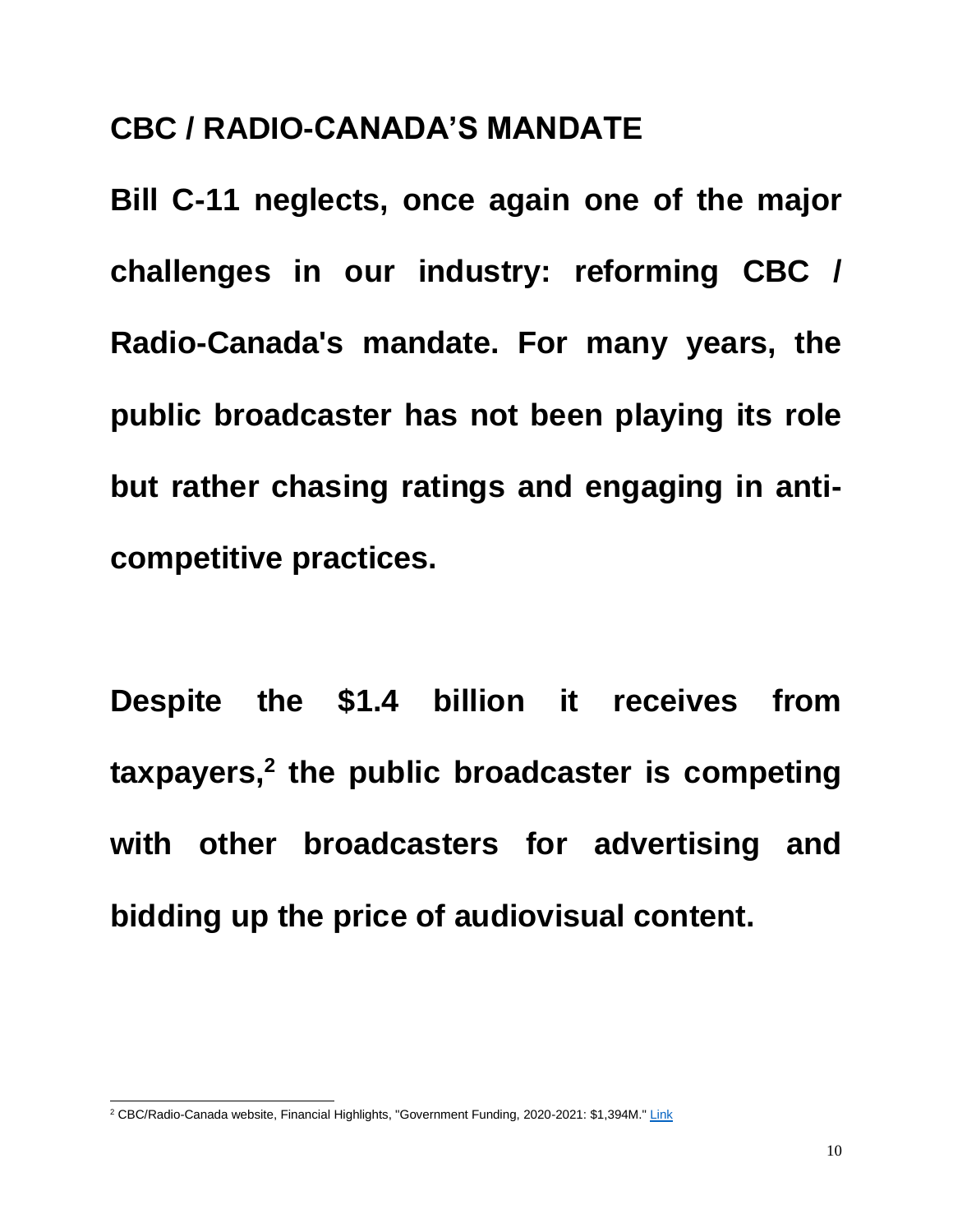## CBC / RADIO-CANADA'S MANDATE

**Bill C-11 neglects, once again one of the major challenges in our industry: reforming CBC / Radio-Canada's mandate. For many years, the public broadcaster has not been playing its role but rather chasing ratings and engaging in anti-competitive practices.**

**Despite the $1.4 billion it receives from taxpayers,[2] the public broadcaster is competing with other broadcasters for advertising and bidding up the price of audiovisual content.**

---

[2] CBC/Radio-Canada website, Financial Highlights, "Government Funding, 2020-2021: $1,394M." Link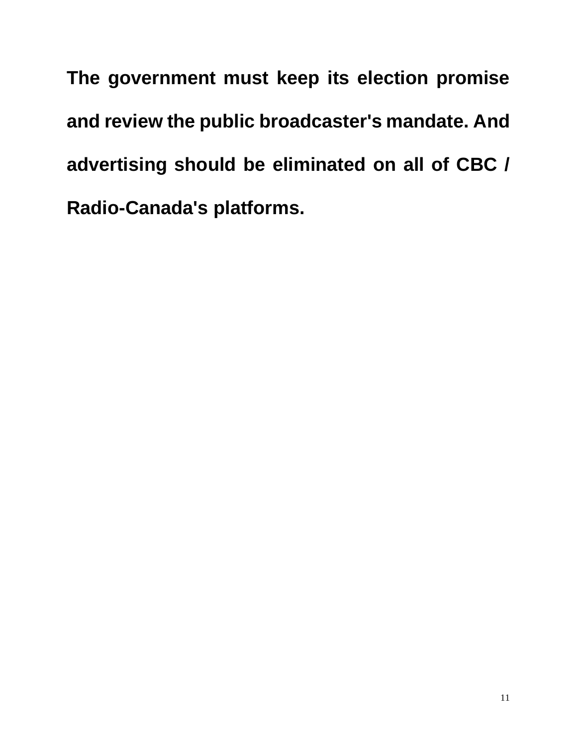**The government must keep its election promise and review the public broadcaster's mandate. And advertising should be eliminated on all of CBC / Radio-Canada's platforms.**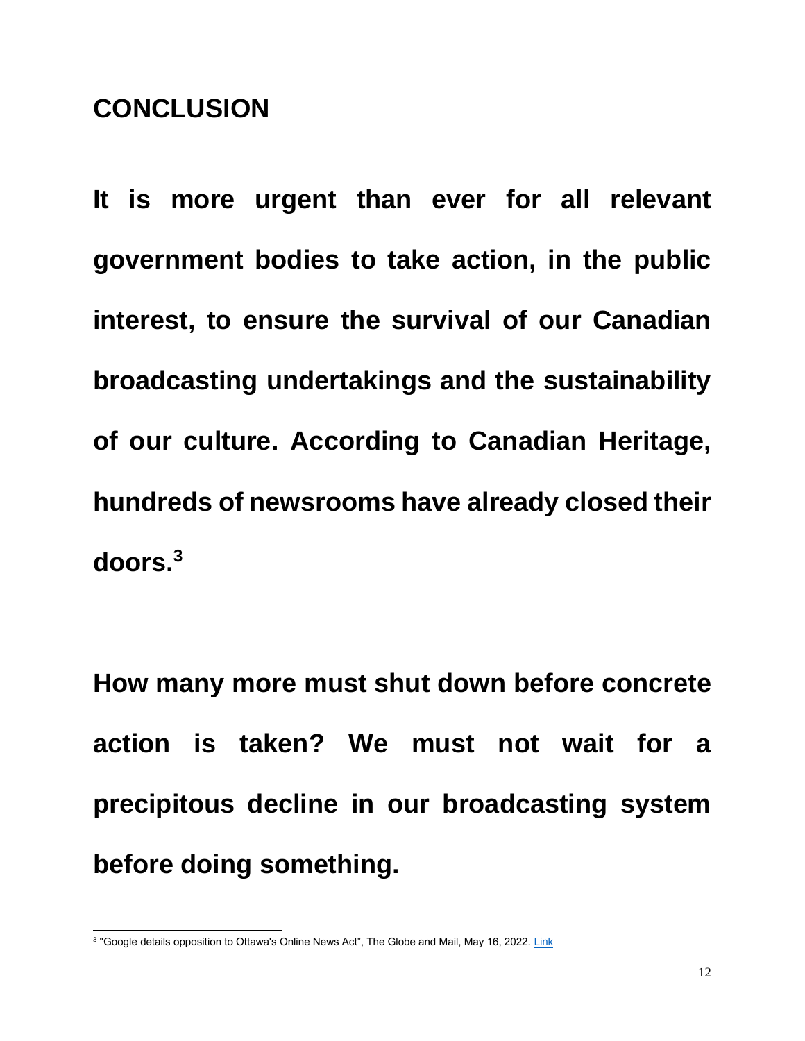## CONCLUSION

**It is more urgent than ever for all relevant government bodies to take action, in the public interest, to ensure the survival of our Canadian broadcasting undertakings and the sustainability of our culture. According to Canadian Heritage, hundreds of newsrooms have already closed their doors.[3]**

**How many more must shut down before concrete action is taken? We must not wait for a precipitous decline in our broadcasting system before doing something.**

---

[3] "Google details opposition to Ottawa's Online News Act", The Globe and Mail, May 16, 2022. Link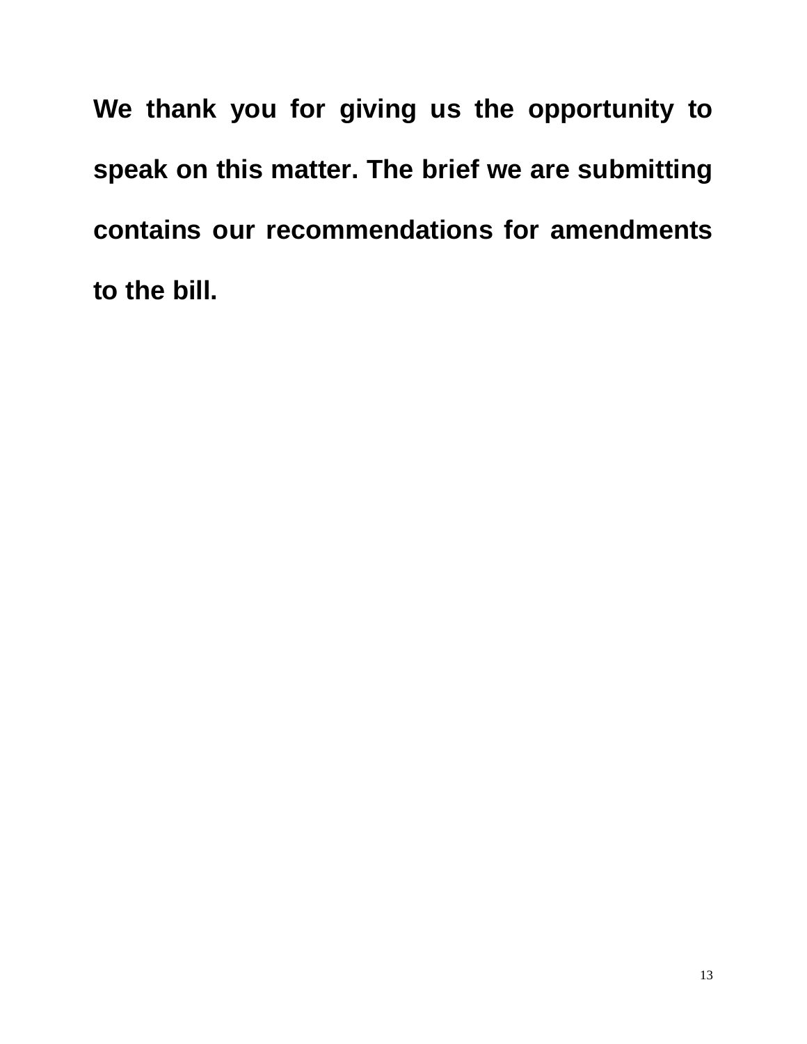**We thank you for giving us the opportunity to speak on this matter. The brief we are submitting contains our recommendations for amendments to the bill.**